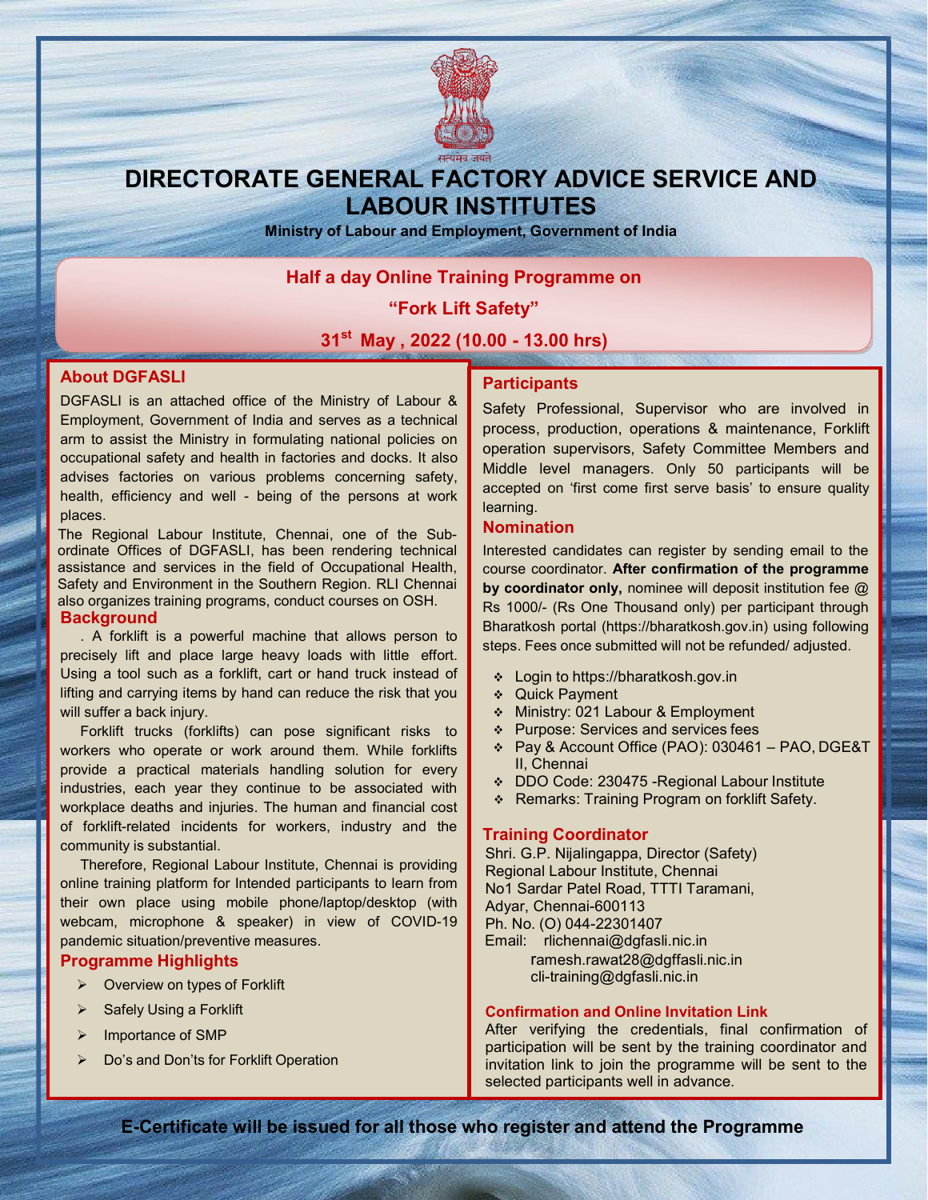सत्यमेव जयते

# DIRECTORATE GENERAL FACTORY ADVICE SERVICE AND LABOUR INSTITUTES

**Ministry of Labour and Employment, Government of India**

## Half a day Online Training Program​me on

## "Fork Lift Safety"

## 31st May , 2022 (10.00 - 13.00 hrs)

### About DGFASLI

DGFASLI is an attached office of the Ministry of Labour & Employment, Government of India and serves as a technical arm to assist the Ministry in formulating national policies on occupational safety and health in factories and docks. It also advises factories on various problems concerning safety, health, efficiency and well - being of the persons at work places.

The Regional Labour Institute, Chennai, one of the Sub-ordinate Offices of DGFASLI, has been rendering technical assistance and services in the field of Occupational Health, Safety and Environment in the Southern Region. RLI Chennai also organizes training programs, conduct courses on OSH.

### Background

. A forklift is a powerful machine that allows person to precisely lift and place large heavy loads with little effort. Using a tool such as a forklift, cart or hand truck instead of lifting and carrying items by hand can reduce the risk that you will suffer a back injury.

Forklift trucks (forklifts) can pose significant risks to workers who operate or work around them. While forklifts provide a practical materials handling solution for every industries, each year they continue to be associated with workplace deaths and injuries. The human and financial cost of forklift-related incidents for workers, industry and the community is substantial.

Therefore, Regional Labour Institute, Chennai is providing online training platform for Intended participants to learn from their own place using mobile phone/laptop/desktop (with webcam, microphone & speaker) in view of COVID-19 pandemic situation/preventive measures.

### Programme Highlights

- Overview on types of Forklift
- Safely Using a Forklift
- Importance of SMP
- Do's and Don'ts for Forklift Operation

### Participants

Safety Professional, Supervisor who are involved in process, production, operations & maintenance, Forklift operation supervisors, Safety Committee Members and Middle level managers. Only 50 participants will be accepted on 'first come first serve basis' to ensure quality learning.

### Nomination

Interested candidates can register by sending email to the course coordinator. **After confirmation of the programme by coordinator only,** nominee will deposit institution fee @ Rs 1000/- (Rs One Thousand only) per participant through Bharatkosh portal (https://bharatkosh.gov.in) using following steps. Fees once submitted will not be refunded/ adjusted.

- Login to https://bharatkosh.gov.in
- Quick Payment
- Ministry: 021 Labour & Employment
- Purpose: Services and services fees
- Pay & Account Office (PAO): 030461 – PAO, DGE&T II, Chennai
- DDO Code: 230475 -Regional Labour Institute
- Remarks: Training Program on forklift Safety.

### Training Coordinator

Shri. G.P. Nijalingappa, Director (Safety)
Regional Labour Institute, Chennai
No1 Sardar Patel Road, TTTI Taramani,
Adyar, Chennai-600113
Ph. No. (O) 044-22301407
Email: rlichennai@dgfasli.nic.in
ramesh.rawat28@dgffasli.nic.in
cli-training@dgfasli.nic.in

### Confirmation and Online Invitation Link

After verifying the credentials, final confirmation of participation will be sent by the training coordinator and invitation link to join the programme will be sent to the selected participants well in advance.

**E-Certificate will be issued for all those who register and attend the Programme**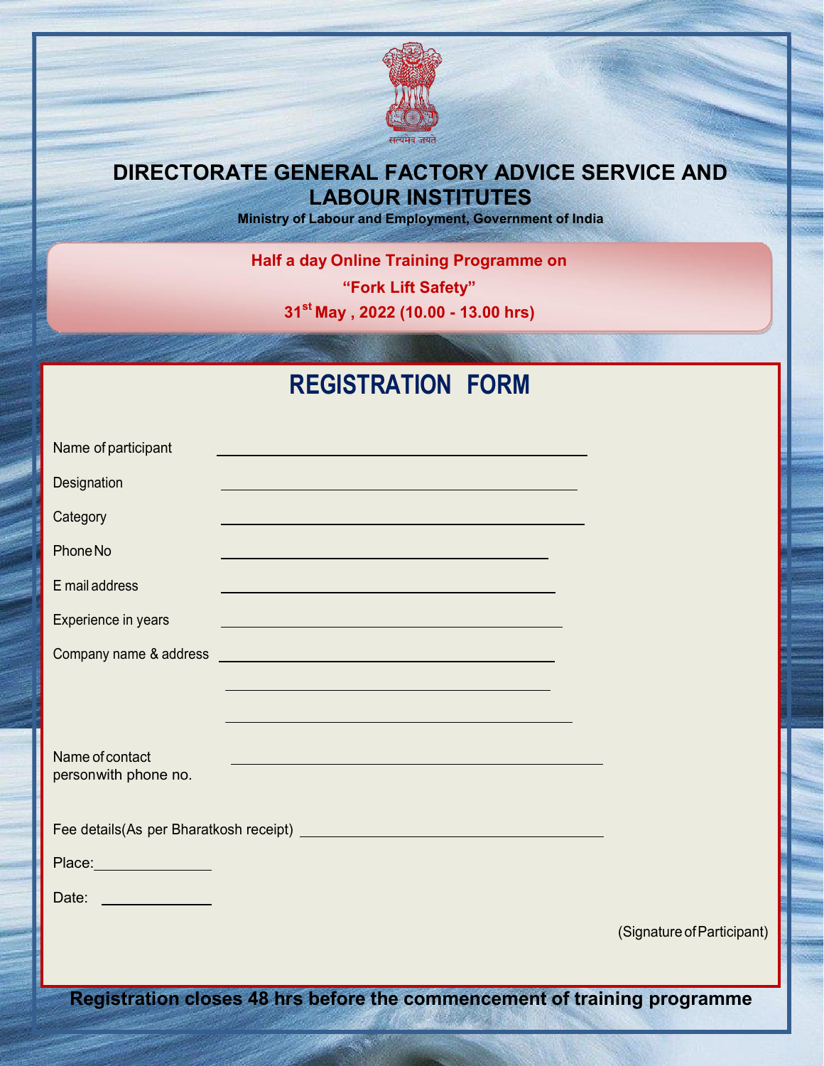सत्यमेव जयते

# DIRECTORATE GENERAL FACTORY ADVICE SERVICE AND LABOUR INSTITUTES

**Ministry of Labour and Employment, Government of India**

**Half a day Online Training Programme on**

**“Fork Lift Safety”**

**31st May , 2022 (10.00 - 13.00 hrs)**

## REGISTRATION FORM

Name of participant ______________________________

Designation ______________________________

Category ______________________________

Phone No ______________________________

E mail address ______________________________

Experience in years ______________________________

Company name & address ______________________________

______________________________

______________________________

Name of contact personwith phone no. ______________________________

Fee details(As per Bharatkosh receipt) ______________________________

Place: ______________

Date: ______________

(Signature of Participant)

**Registration closes 48 hrs before the commencement of training programme**